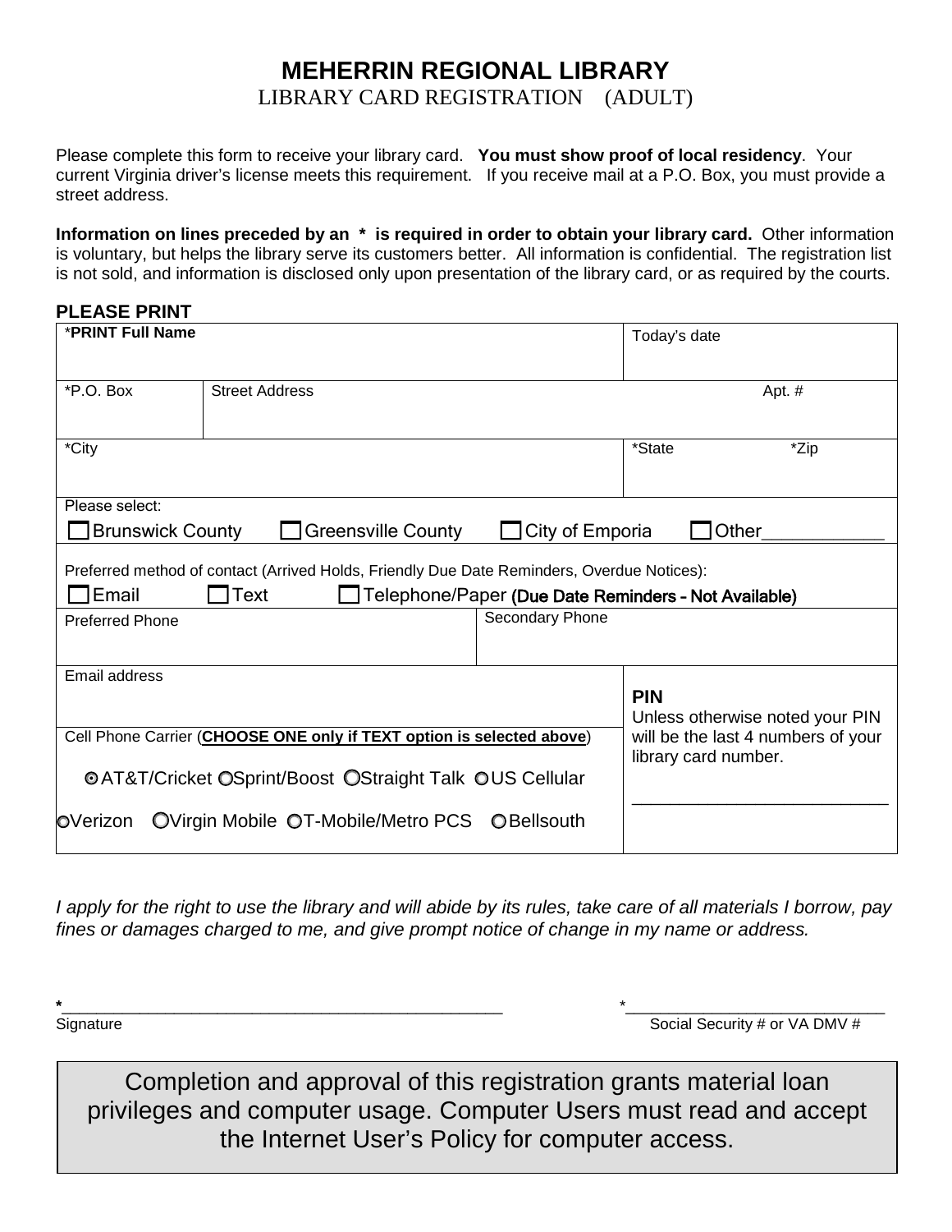# MEHERRIN REGIONAL LIBRARY

## LIBRARY CARD REGISTRATION (ADULT)

Please complete this form to receive your library card. **You must show proof of local residency**. Your current Virginia driver's license meets this requirement. If you receive mail at a P.O. Box, you must provide a street address.

**Information on lines preceded by an * is required in order to obtain your library card.** Other information is voluntary, but helps the library serve its customers better. All information is confidential. The registration list is not sold, and information is disclosed only upon presentation of the library card, or as required by the courts.

**PLEASE PRINT**

| *PRINT Full Name | | | Today's date | |
|---|---|---|---|---|
| *P.O. Box | Street Address | | | Apt. # |
| *City | | | *State | *Zip |
| Please select: ☐ Brunswick County ☐ Greensville County ☐ City of Emporia ☐ Other____________ | | | | |
| Preferred method of contact (Arrived Holds, Friendly Due Date Reminders, Overdue Notices): ☐ Email ☐ Text ☐ Telephone/Paper (Due Date Reminders - Not Available) | | | | |
| Preferred Phone | | Secondary Phone | | |
| Email address | | | **PIN** Unless otherwise noted your PIN will be the last 4 numbers of your library card number. ____________________ | |
| Cell Phone Carrier (**CHOOSE ONE only if TEXT option is selected above**) ◉ AT&T/Cricket ○ Sprint/Boost ○ Straight Talk ○ US Cellular ○ Verizon ○ Virgin Mobile ○ T-Mobile/Metro PCS ○ Bellsouth | | | | |

*I apply for the right to use the library and will abide by its rules, take care of all materials I borrow, pay fines or damages charged to me, and give prompt notice of change in my name or address.*

*______________________________________________ Signature

*____________________________ Social Security # or VA DMV #

Completion and approval of this registration grants material loan privileges and computer usage. Computer Users must read and accept the Internet User's Policy for computer access.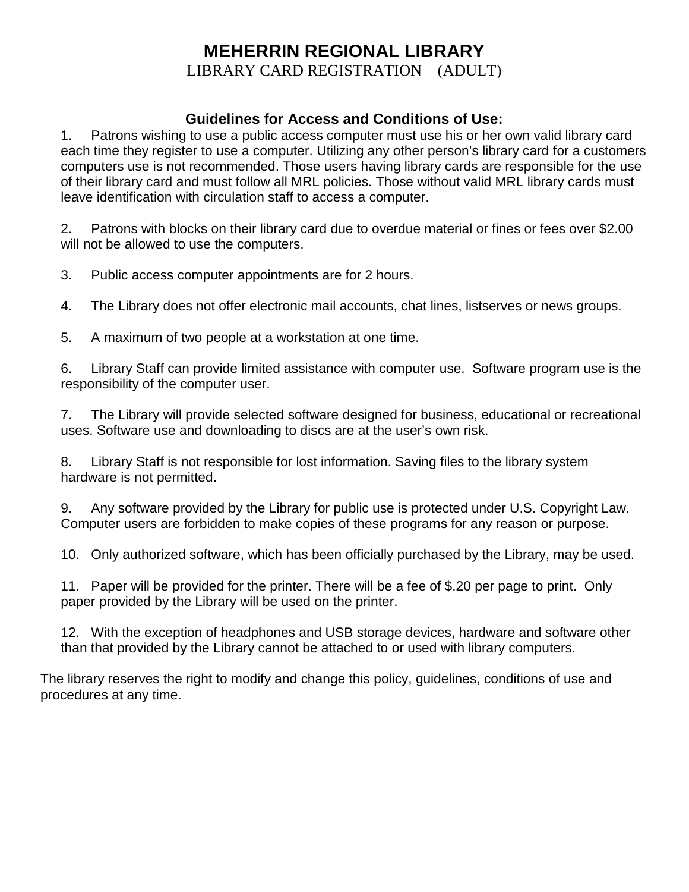# MEHERRIN REGIONAL LIBRARY

LIBRARY CARD REGISTRATION (ADULT)

### Guidelines for Access and Conditions of Use:

1. Patrons wishing to use a public access computer must use his or her own valid library card each time they register to use a computer. Utilizing any other person's library card for a customers computers use is not recommended. Those users having library cards are responsible for the use of their library card and must follow all MRL policies. Those without valid MRL library cards must leave identification with circulation staff to access a computer.

2. Patrons with blocks on their library card due to overdue material or fines or fees over $2.00 will not be allowed to use the computers.

3. Public access computer appointments are for 2 hours.

4. The Library does not offer electronic mail accounts, chat lines, listserves or news groups.

5. A maximum of two people at a workstation at one time.

6. Library Staff can provide limited assistance with computer use. Software program use is the responsibility of the computer user.

7. The Library will provide selected software designed for business, educational or recreational uses. Software use and downloading to discs are at the user's own risk.

8. Library Staff is not responsible for lost information. Saving files to the library system hardware is not permitted.

9. Any software provided by the Library for public use is protected under U.S. Copyright Law. Computer users are forbidden to make copies of these programs for any reason or purpose.

10. Only authorized software, which has been officially purchased by the Library, may be used.

11. Paper will be provided for the printer. There will be a fee of $.20 per page to print. Only paper provided by the Library will be used on the printer.

12. With the exception of headphones and USB storage devices, hardware and software other than that provided by the Library cannot be attached to or used with library computers.

The library reserves the right to modify and change this policy, guidelines, conditions of use and procedures at any time.